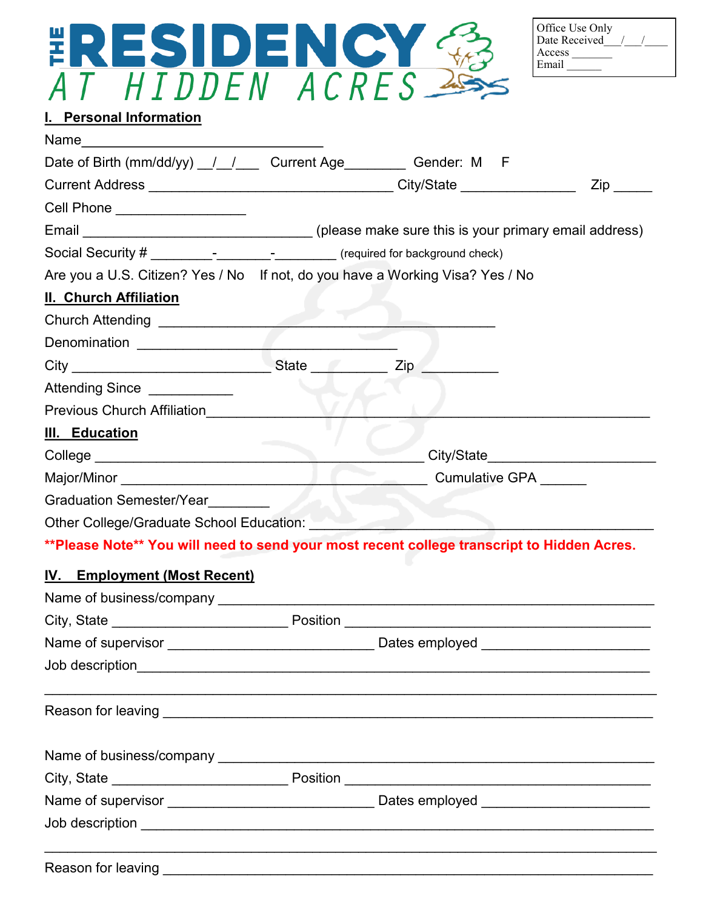# THE RESIDENCY AT HIDDEN ACRES

Office Use Only
Date Received___/___/____
Access _______
Email ______

## I. Personal Information

Name_______________________________

Date of Birth (mm/dd/yy) __/__/___ Current Age________ Gender: M F

Current Address _______________________________ City/State _______________ Zip _____

Cell Phone _________________

Email ______________________________ (please make sure this is your primary email address)

Social Security # ________-_______-________ (required for background check)

Are you a U.S. Citizen? Yes / No If not, do you have a Working Visa? Yes / No

## II. Church Affiliation

Church Attending ___________________________________________

Denomination __________________________________

City _________________________ State __________ Zip __________

Attending Since ___________

Previous Church Affiliation_________________________________________________________

## III. Education

College __________________________________________ City/State_____________________

Major/Minor ________________________________________ Cumulative GPA ______

Graduation Semester/Year________

Other College/Graduate School Education: _____________________________________________

**\*\*Please Note\*\* You will need to send your most recent college transcript to Hidden Acres.**

## IV. Employment (Most Recent)

Name of business/company ________________________________________________________

City, State _______________________ Position ________________________________________

Name of supervisor ___________________________ Dates employed ______________________

Job description__________________________________________________________________

_______________________________________________________________________________

Reason for leaving _______________________________________________________________

Name of business/company ________________________________________________________

City, State _______________________ Position ________________________________________

Name of supervisor ___________________________ Dates employed ______________________

Job description _________________________________________________________________

_______________________________________________________________________________

Reason for leaving _______________________________________________________________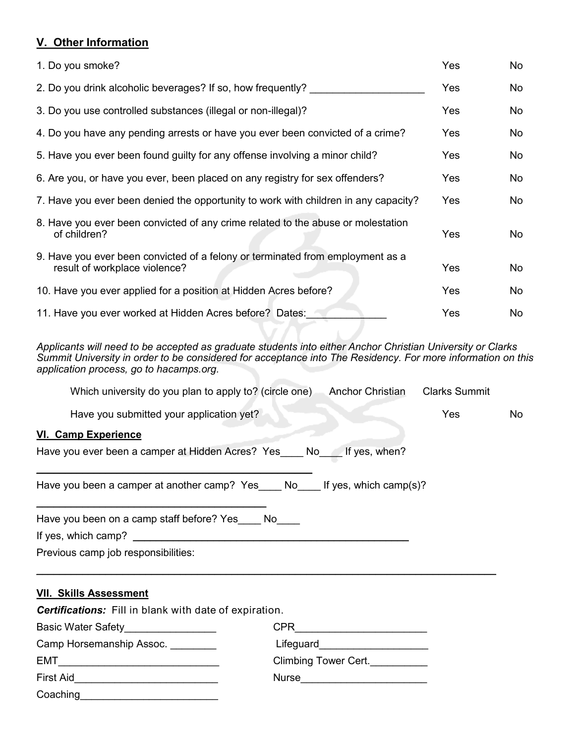## V. Other Information

| | | |
|---|---|---|
| 1. Do you smoke? | Yes | No |
| 2. Do you drink alcoholic beverages? If so, how frequently? ____________________ | Yes | No |
| 3. Do you use controlled substances (illegal or non-illegal)? | Yes | No |
| 4. Do you have any pending arrests or have you ever been convicted of a crime? | Yes | No |
| 5. Have you ever been found guilty for any offense involving a minor child? | Yes | No |
| 6. Are you, or have you ever, been placed on any registry for sex offenders? | Yes | No |
| 7. Have you ever been denied the opportunity to work with children in any capacity? | Yes | No |
| 8. Have you ever been convicted of any crime related to the abuse or molestation of children? | Yes | No |
| 9. Have you ever been convicted of a felony or terminated from employment as a result of workplace violence? | Yes | No |
| 10. Have you ever applied for a position at Hidden Acres before? | Yes | No |
| 11. Have you ever worked at Hidden Acres before? Dates:______________ | Yes | No |

*Applicants will need to be accepted as graduate students into either Anchor Christian University or Clarks Summit University in order to be considered for acceptance into The Residency. For more information on this application process, go to hacamps.org.*

Which university do you plan to apply to? (circle one) Anchor Christian Clarks Summit

Have you submitted your application yet? Yes No

## VI. Camp Experience

Have you ever been a camper at Hidden Acres? Yes____ No____ If yes, when?

__________________________________________________

Have you been a camper at another camp? Yes____ No____ If yes, which camp(s)?

__________________________________________

Have you been on a camp staff before? Yes____ No____

If yes, which camp? __________________________________________________

Previous camp job responsibilities:

__________________________________________________________________________________

## VII. Skills Assessment

***Certifications:*** Fill in blank with date of expiration.

Basic Water Safety________________

Camp Horsemanship Assoc. ________

EMT____________________________

First Aid_________________________

Coaching________________________

CPR_______________________

Lifeguard___________________

Climbing Tower Cert.__________

Nurse______________________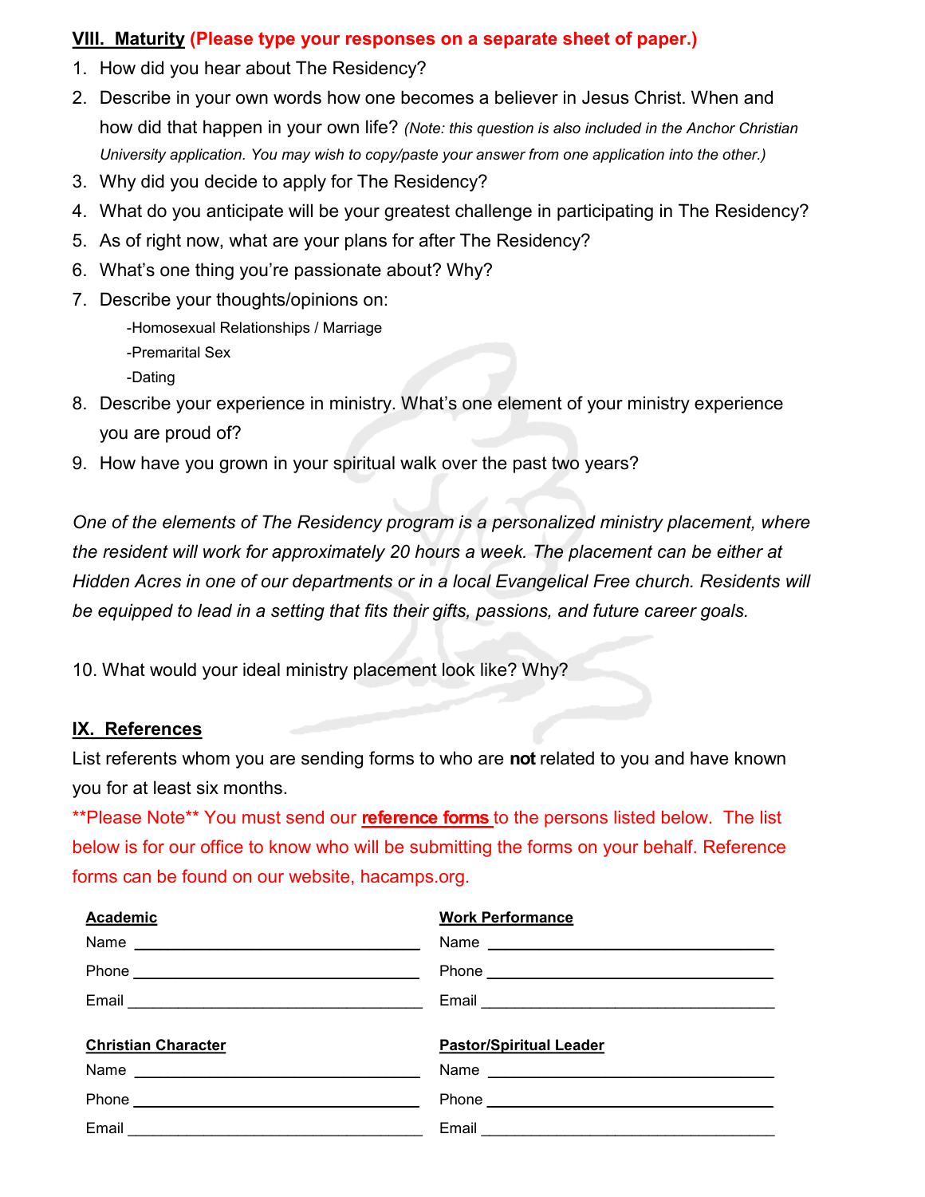## VIII. Maturity **(Please type your responses on a separate sheet of paper.)**

1. How did you hear about The Residency?
2. Describe in your own words how one becomes a believer in Jesus Christ. When and how did that happen in your own life? *(Note: this question is also included in the Anchor Christian University application. You may wish to copy/paste your answer from one application into the other.)*
3. Why did you decide to apply for The Residency?
4. What do you anticipate will be your greatest challenge in participating in The Residency?
5. As of right now, what are your plans for after The Residency?
6. What's one thing you're passionate about? Why?
7. Describe your thoughts/opinions on:
   - -Homosexual Relationships / Marriage
   - -Premarital Sex
   - -Dating
8. Describe your experience in ministry. What's one element of your ministry experience you are proud of?
9. How have you grown in your spiritual walk over the past two years?

*One of the elements of The Residency program is a personalized ministry placement, where the resident will work for approximately 20 hours a week. The placement can be either at Hidden Acres in one of our departments or in a local Evangelical Free church. Residents will be equipped to lead in a setting that fits their gifts, passions, and future career goals.*

10. What would your ideal ministry placement look like? Why?

## IX. References

List referents whom you are sending forms to who are **not** related to you and have known you for at least six months.

\*\*Please Note\*\* You must send our **reference forms** to the persons listed below. The list below is for our office to know who will be submitting the forms on your behalf. Reference forms can be found on our website, hacamps.org.

**Academic**
Name ______________________________
Phone ______________________________
Email ______________________________

**Work Performance**
Name ______________________________
Phone ______________________________
Email ______________________________

**Christian Character**
Name ______________________________
Phone ______________________________
Email ______________________________

**Pastor/Spiritual Leader**
Name ______________________________
Phone ______________________________
Email ______________________________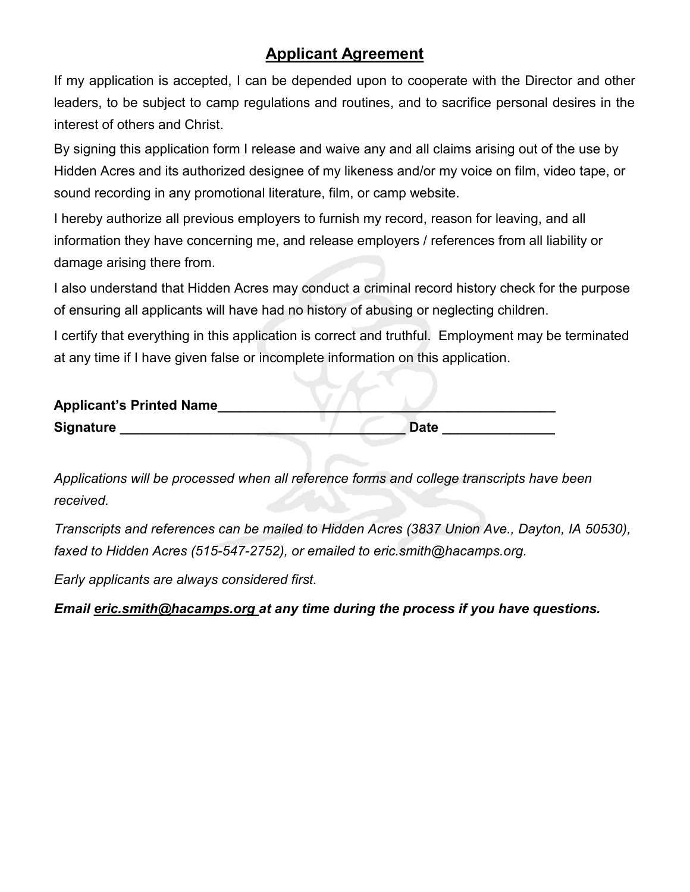## Applicant Agreement

If my application is accepted, I can be depended upon to cooperate with the Director and other leaders, to be subject to camp regulations and routines, and to sacrifice personal desires in the interest of others and Christ.

By signing this application form I release and waive any and all claims arising out of the use by Hidden Acres and its authorized designee of my likeness and/or my voice on film, video tape, or sound recording in any promotional literature, film, or camp website.

I hereby authorize all previous employers to furnish my record, reason for leaving, and all information they have concerning me, and release employers / references from all liability or damage arising there from.

I also understand that Hidden Acres may conduct a criminal record history check for the purpose of ensuring all applicants will have had no history of abusing or neglecting children.

I certify that everything in this application is correct and truthful. Employment may be terminated at any time if I have given false or incomplete information on this application.

**Applicant's Printed Name**_______________________________________________

**Signature** _____________________________________ **Date** _______________

*Applications will be processed when all reference forms and college transcripts have been received.*

*Transcripts and references can be mailed to Hidden Acres (3837 Union Ave., Dayton, IA 50530), faxed to Hidden Acres (515-547-2752), or emailed to eric.smith@hacamps.org.*

*Early applicants are always considered first.*

***Email eric.smith@hacamps.org at any time during the process if you have questions.***